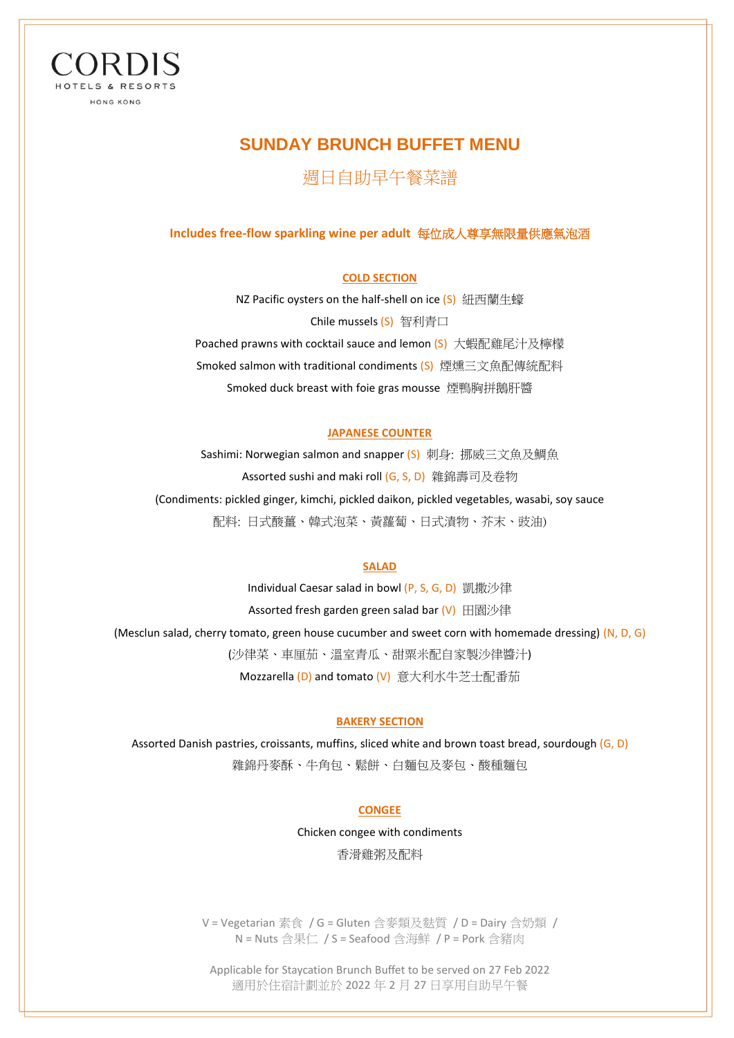CORDIS
HOTELS & RESORTS
HONG KONG

# SUNDAY BRUNCH BUFFET MENU

# 週日自助早午餐菜譜

**Includes free-flow sparkling wine per adult 每位成人尊享無限量供應氣泡酒**

## COLD SECTION

NZ Pacific oysters on the half-shell on ice (S) 紐西蘭生蠔

Chile mussels (S) 智利青口

Poached prawns with cocktail sauce and lemon (S) 大蝦配雞尾汁及檸檬

Smoked salmon with traditional condiments (S) 煙燻三文魚配傳統配料

Smoked duck breast with foie gras mousse 煙鴨胸拼鵝肝醬

## JAPANESE COUNTER

Sashimi: Norwegian salmon and snapper (S) 刺身: 挪威三文魚及鯛魚

Assorted sushi and maki roll (G, S, D) 雜錦壽司及卷物

(Condiments: pickled ginger, kimchi, pickled daikon, pickled vegetables, wasabi, soy sauce

配料: 日式酸薑、韓式泡菜、黃蘿蔔、日式漬物、芥末、豉油)

## SALAD

Individual Caesar salad in bowl (P, S, G, D) 凱撒沙律

Assorted fresh garden green salad bar (V) 田園沙律

(Mesclun salad, cherry tomato, green house cucumber and sweet corn with homemade dressing) (N, D, G)

(沙律菜、車厘茄、溫室青瓜、甜粟米配自家製沙律醬汁)

Mozzarella (D) and tomato (V) 意大利水牛芝士配番茄

## BAKERY SECTION

Assorted Danish pastries, croissants, muffins, sliced white and brown toast bread, sourdough (G, D)

雜錦丹麥酥、牛角包、鬆餅、白麵包及麥包、酸種麵包

## CONGEE

Chicken congee with condiments

香滑雞粥及配料

V = Vegetarian 素食 / G = Gluten 含麥類及麩質 / D = Dairy 含奶類 /
N = Nuts 含果仁 / S = Seafood 含海鮮 / P = Pork 含豬肉

Applicable for Staycation Brunch Buffet to be served on 27 Feb 2022
適用於住宿計劃並於 2022 年 2 月 27 日享用自助早午餐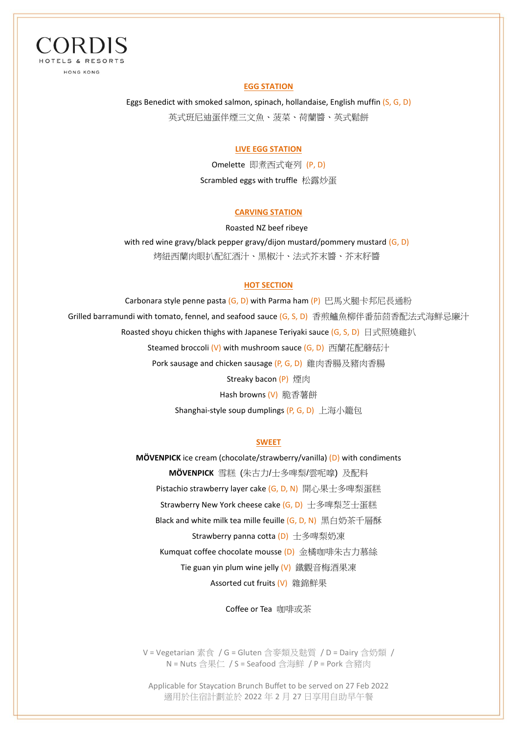CORDIS
HOTELS & RESORTS
HONG KONG

## EGG STATION

Eggs Benedict with smoked salmon, spinach, hollandaise, English muffin (S, G, D)

英式班尼迪蛋伴煙三文魚、菠菜、荷蘭醬、英式鬆餅

## LIVE EGG STATION

Omelette 即煮西式奄列 (P, D)

Scrambled eggs with truffle 松露炒蛋

## CARVING STATION

Roasted NZ beef ribeye

with red wine gravy/black pepper gravy/dijon mustard/pommery mustard (G, D)

烤紐西蘭肉眼扒配紅酒汁、黑椒汁、法式芥末醬、芥末籽醬

## HOT SECTION

Carbonara style penne pasta (G, D) with Parma ham (P) 巴馬火腿卡邦尼長通粉

Grilled barramundi with tomato, fennel, and seafood sauce (G, S, D) 香煎鱸魚柳伴番茄茴香配法式海鮮忌廉汁

Roasted shoyu chicken thighs with Japanese Teriyaki sauce (G, S, D) 日式照燒雞扒

Steamed broccoli (V) with mushroom sauce (G, D) 西蘭花配蘑菇汁

Pork sausage and chicken sausage (P, G, D) 雞肉香腸及豬肉香腸

Streaky bacon (P) 煙肉

Hash browns (V) 脆香薯餅

Shanghai-style soup dumplings (P, G, D) 上海小籠包

## SWEET

**MÖVENPICK** ice cream (chocolate/strawberry/vanilla) (D) with condiments

**MÖVENPICK** 雪糕 (朱古力/士多啤梨/雲呢嗱) 及配料

Pistachio strawberry layer cake (G, D, N) 開心果士多啤梨蛋糕

Strawberry New York cheese cake (G, D) 士多啤梨芝士蛋糕

Black and white milk tea mille feuille (G, D, N) 黑白奶茶千層酥

Strawberry panna cotta (D) 士多啤梨奶凍

Kumquat coffee chocolate mousse (D) 金橘咖啡朱古力慕絲

Tie guan yin plum wine jelly (V) 鐵觀音梅酒果凍

Assorted cut fruits (V) 雜錦鮮果

Coffee or Tea 咖啡或茶

V = Vegetarian 素食 / G = Gluten 含麥類及麩質 / D = Dairy 含奶類 /
N = Nuts 含果仁 / S = Seafood 含海鮮 / P = Pork 含豬肉

Applicable for Staycation Brunch Buffet to be served on 27 Feb 2022
適用於住宿計劃並於 2022 年 2 月 27 日享用自助早午餐